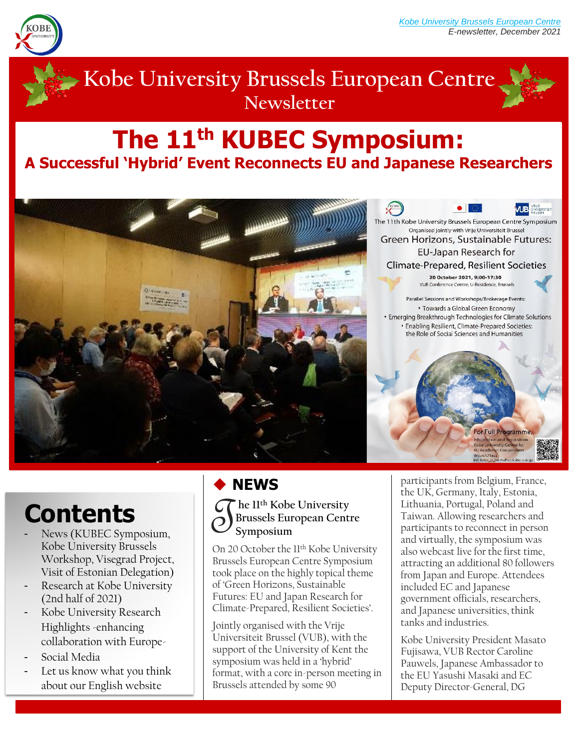*Kobe University Brussels European Centre*
*E-newsletter, December 2021*

# Kobe University Brussels European Centre Newsletter

# The 11th KUBEC Symposium:
## A Successful 'Hybrid' Event Reconnects EU and Japanese Researchers

The 11th Kobe University Brussels European Centre Symposium
Organised jointly with Vrije Universiteit Brussel
Green Horizons, Sustainable Futures: EU-Japan Research for Climate-Prepared, Resilient Societies
20 October 2021, 9:00-17:30
VUB Conference Centre, U-Residence, Brussels

Parallel Sessions and Workshops/Brokerage Events:
- Towards a Global Green Economy
- Emerging Breakthrough Technologies for Climate Solutions
- Enabling Resilient, Climate-Prepared Societies: the Role of Social Sciences and Humanities

For Full Programme, Information and registration
Kobe University Centre for EU Academic Cooperation

# Contents

- News (KUBEC Symposium, Kobe University Brussels Workshop, Visegrad Project, Visit of Estonian Delegation)
- Research at Kobe University (2nd half of 2021)
- Kobe University Research Highlights -enhancing collaboration with Europe-
- Social Media
- Let us know what you think about our English website

## ◆ NEWS

### The 11th Kobe University Brussels European Centre Symposium

On 20 October the 11th Kobe University Brussels European Centre Symposium took place on the highly topical theme of 'Green Horizons, Sustainable Futures: EU and Japan Research for Climate-Prepared, Resilient Societies'.

Jointly organised with the Vrije Universiteit Brussel (VUB), with the support of the University of Kent the symposium was held in a 'hybrid' format, with a core in-person meeting in Brussels attended by some 90 participants from Belgium, France, the UK, Germany, Italy, Estonia, Lithuania, Portugal, Poland and Taiwan. Allowing researchers and participants to reconnect in person and virtually, the symposium was also webcast live for the first time, attracting an additional 80 followers from Japan and Europe. Attendees included EC and Japanese government officials, researchers, and Japanese universities, think tanks and industries.

Kobe University President Masato Fujisawa, VUB Rector Caroline Pauwels, Japanese Ambassador to the EU Yasushi Masaki and EC Deputy Director-General, DG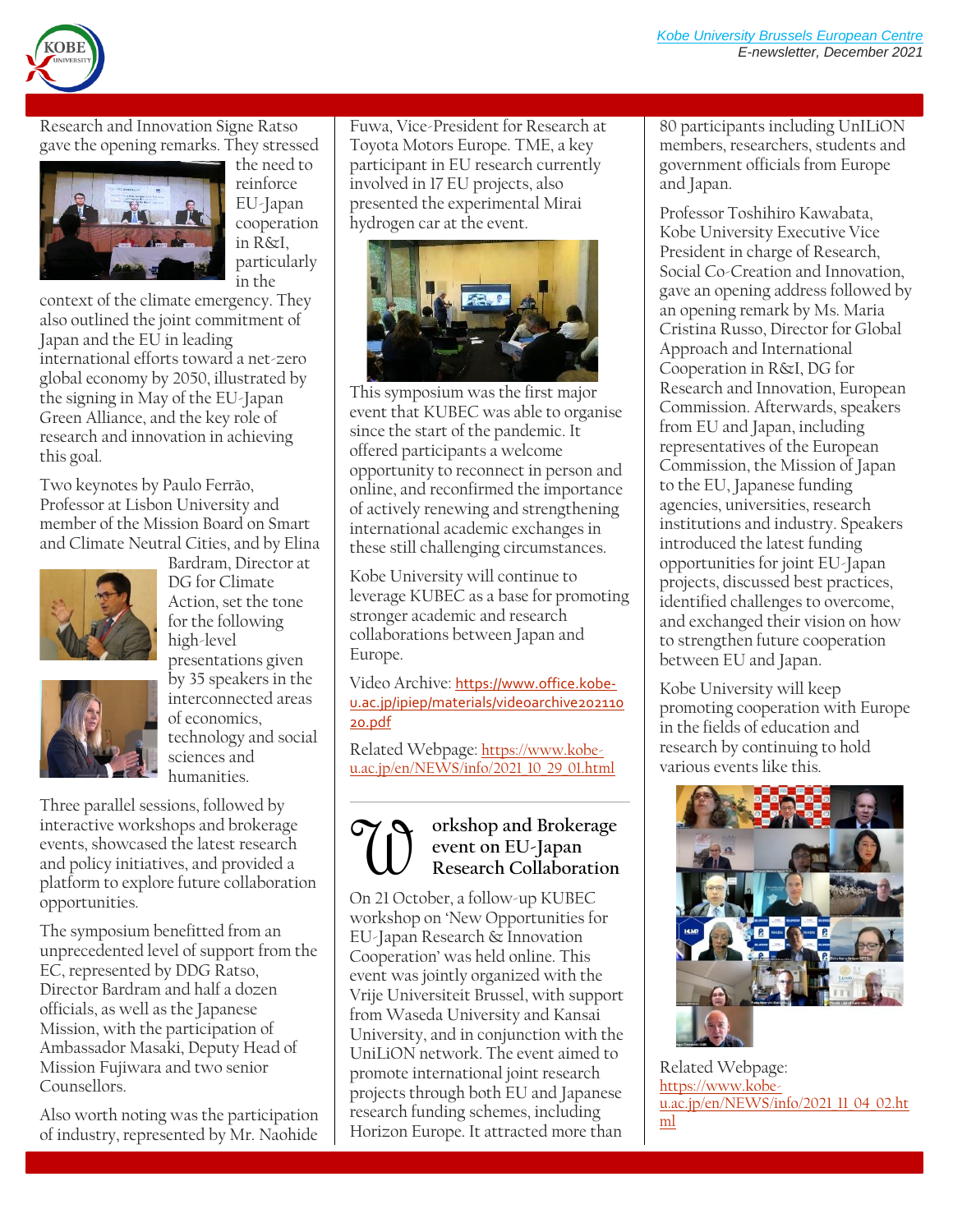Research and Innovation Signe Ratso gave the opening remarks. They stressed the need to reinforce EU-Japan cooperation in R&I, particularly in the context of the climate emergency. They also outlined the joint commitment of Japan and the EU in leading international efforts toward a net-zero global economy by 2050, illustrated by the signing in May of the EU-Japan Green Alliance, and the key role of research and innovation in achieving this goal.

Two keynotes by Paulo Ferrão, Professor at Lisbon University and member of the Mission Board on Smart and Climate Neutral Cities, and by Elina Bardram, Director at DG for Climate Action, set the tone for the following high-level presentations given by 35 speakers in the interconnected areas of economics, technology and social sciences and humanities.

Three parallel sessions, followed by interactive workshops and brokerage events, showcased the latest research and policy initiatives, and provided a platform to explore future collaboration opportunities.

The symposium benefitted from an unprecedented level of support from the EC, represented by DDG Ratso, Director Bardram and half a dozen officials, as well as the Japanese Mission, with the participation of Ambassador Masaki, Deputy Head of Mission Fujiwara and two senior Counsellors.

Also worth noting was the participation of industry, represented by Mr. Naohide Fuwa, Vice-President for Research at Toyota Motors Europe. TME, a key participant in EU research currently involved in 17 EU projects, also presented the experimental Mirai hydrogen car at the event.

This symposium was the first major event that KUBEC was able to organise since the start of the pandemic. It offered participants a welcome opportunity to reconnect in person and online, and reconfirmed the importance of actively renewing and strengthening international academic exchanges in these still challenging circumstances.

Kobe University will continue to leverage KUBEC as a base for promoting stronger academic and research collaborations between Japan and Europe.

Video Archive: https://www.office.kobe-u.ac.jp/ipiep/materials/videoarchive20211020.pdf

Related Webpage: https://www.kobe-u.ac.jp/en/NEWS/info/2021_10_29_01.html

## Workshop and Brokerage event on EU-Japan Research Collaboration

On 21 October, a follow-up KUBEC workshop on 'New Opportunities for EU-Japan Research & Innovation Cooperation' was held online. This event was jointly organized with the Vrije Universiteit Brussel, with support from Waseda University and Kansai University, and in conjunction with the UniLiON network. The event aimed to promote international joint research projects through both EU and Japanese research funding schemes, including Horizon Europe. It attracted more than 80 participants including UnILiON members, researchers, students and government officials from Europe and Japan.

Professor Toshihiro Kawabata, Kobe University Executive Vice President in charge of Research, Social Co-Creation and Innovation, gave an opening address followed by an opening remark by Ms. Maria Cristina Russo, Director for Global Approach and International Cooperation in R&I, DG for Research and Innovation, European Commission. Afterwards, speakers from EU and Japan, including representatives of the European Commission, the Mission of Japan to the EU, Japanese funding agencies, universities, research institutions and industry. Speakers introduced the latest funding opportunities for joint EU-Japan projects, discussed best practices, identified challenges to overcome, and exchanged their vision on how to strengthen future cooperation between EU and Japan.

Kobe University will keep promoting cooperation with Europe in the fields of education and research by continuing to hold various events like this.

Related Webpage: https://www.kobe-u.ac.jp/en/NEWS/info/2021_11_04_02.html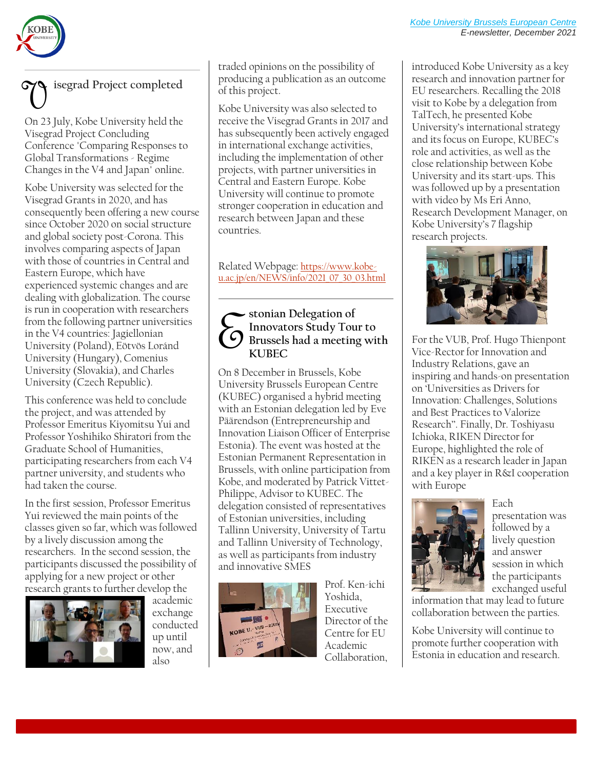## Visegrad Project completed

On 23 July, Kobe University held the Visegrad Project Concluding Conference "Comparing Responses to Global Transformations - Regime Changes in the V4 and Japan" online.

Kobe University was selected for the Visegrad Grants in 2020, and has consequently been offering a new course since October 2020 on social structure and global society post-Corona. This involves comparing aspects of Japan with those of countries in Central and Eastern Europe, which have experienced systemic changes and are dealing with globalization. The course is run in cooperation with researchers from the following partner universities in the V4 countries: Jagiellonian University (Poland), Eötvös Loránd University (Hungary), Comenius University (Slovakia), and Charles University (Czech Republic).

This conference was held to conclude the project, and was attended by Professor Emeritus Kiyomitsu Yui and Professor Yoshihiko Shiratori from the Graduate School of Humanities, participating researchers from each V4 partner university, and students who had taken the course.

In the first session, Professor Emeritus Yui reviewed the main points of the classes given so far, which was followed by a lively discussion among the researchers. In the second session, the participants discussed the possibility of applying for a new project or other research grants to further develop the academic exchange conducted up until now, and also traded opinions on the possibility of producing a publication as an outcome of this project.

Kobe University was also selected to receive the Visegrad Grants in 2017 and has subsequently been actively engaged in international exchange activities, including the implementation of other projects, with partner universities in Central and Eastern Europe. Kobe University will continue to promote stronger cooperation in education and research between Japan and these countries.

Related Webpage: https://www.kobe-u.ac.jp/en/NEWS/info/2021_07_30_03.html

## Estonian Delegation of Innovators Study Tour to Brussels had a meeting with KUBEC

On 8 December in Brussels, Kobe University Brussels European Centre (KUBEC) organised a hybrid meeting with an Estonian delegation led by Eve Päärendson (Entrepreneurship and Innovation Liaison Officer of Enterprise Estonia). The event was hosted at the Estonian Permanent Representation in Brussels, with online participation from Kobe, and moderated by Patrick Vittet-Philippe, Advisor to KUBEC. The delegation consisted of representatives of Estonian universities, including Tallinn University, University of Tartu and Tallinn University of Technology, as well as participants from industry and innovative SMES

Prof. Ken-ichi Yoshida, Executive Director of the Centre for EU Academic Collaboration, introduced Kobe University as a key research and innovation partner for EU researchers. Recalling the 2018 visit to Kobe by a delegation from TalTech, he presented Kobe University's international strategy and its focus on Europe, KUBEC's role and activities, as well as the close relationship between Kobe University and its start-ups. This was followed up by a presentation with video by Ms Eri Anno, Research Development Manager, on Kobe University's 7 flagship research projects.

For the VUB, Prof. Hugo Thienpont Vice-Rector for Innovation and Industry Relations, gave an inspiring and hands-on presentation on 'Universities as Drivers for Innovation: Challenges, Solutions and Best Practices to Valorize Research". Finally, Dr. Toshiyasu Ichioka, RIKEN Director for Europe, highlighted the role of RIKEN as a research leader in Japan and a key player in R&I cooperation with Europe

Each presentation was followed by a lively question and answer session in which the participants exchanged useful information that may lead to future collaboration between the parties.

Kobe University will continue to promote further cooperation with Estonia in education and research.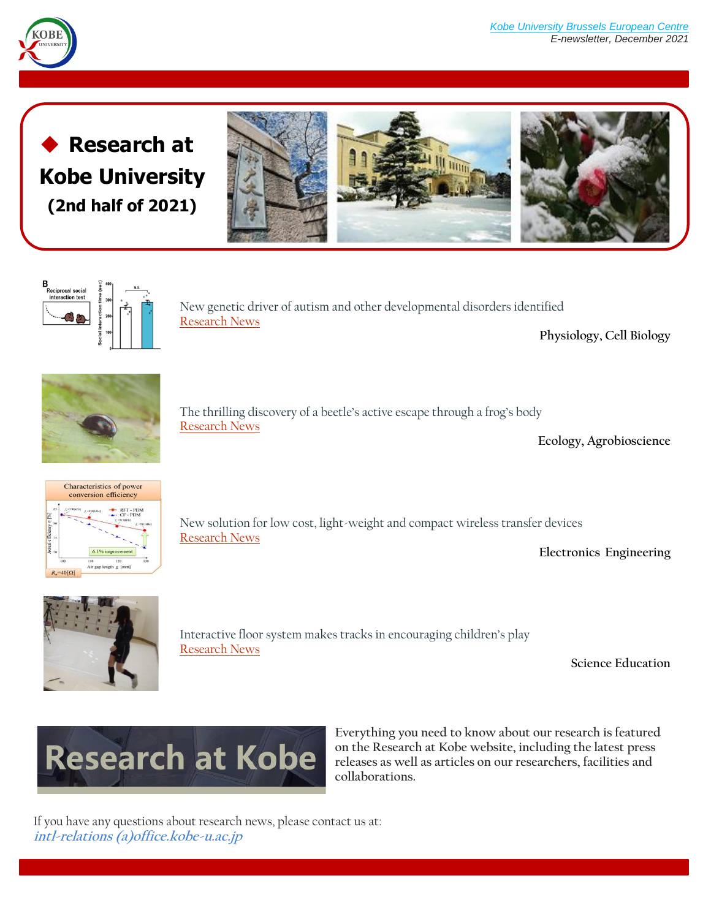# ◆ Research at Kobe University (2nd half of 2021)

New genetic driver of autism and other developmental disorders identified
Research News

Physiology, Cell Biology

The thrilling discovery of a beetle's active escape through a frog's body
Research News

Ecology, Agrobioscience

New solution for low cost, light-weight and compact wireless transfer devices
Research News

Electronics Engineering

Interactive floor system makes tracks in encouraging children's play
Research News

Science Education

Research at Kobe

Everything you need to know about our research is featured on the Research at Kobe website, including the latest press releases as well as articles on our researchers, facilities and collaborations.

If you have any questions about research news, please contact us at:
*intl-relations (a)office.kobe-u.ac.jp*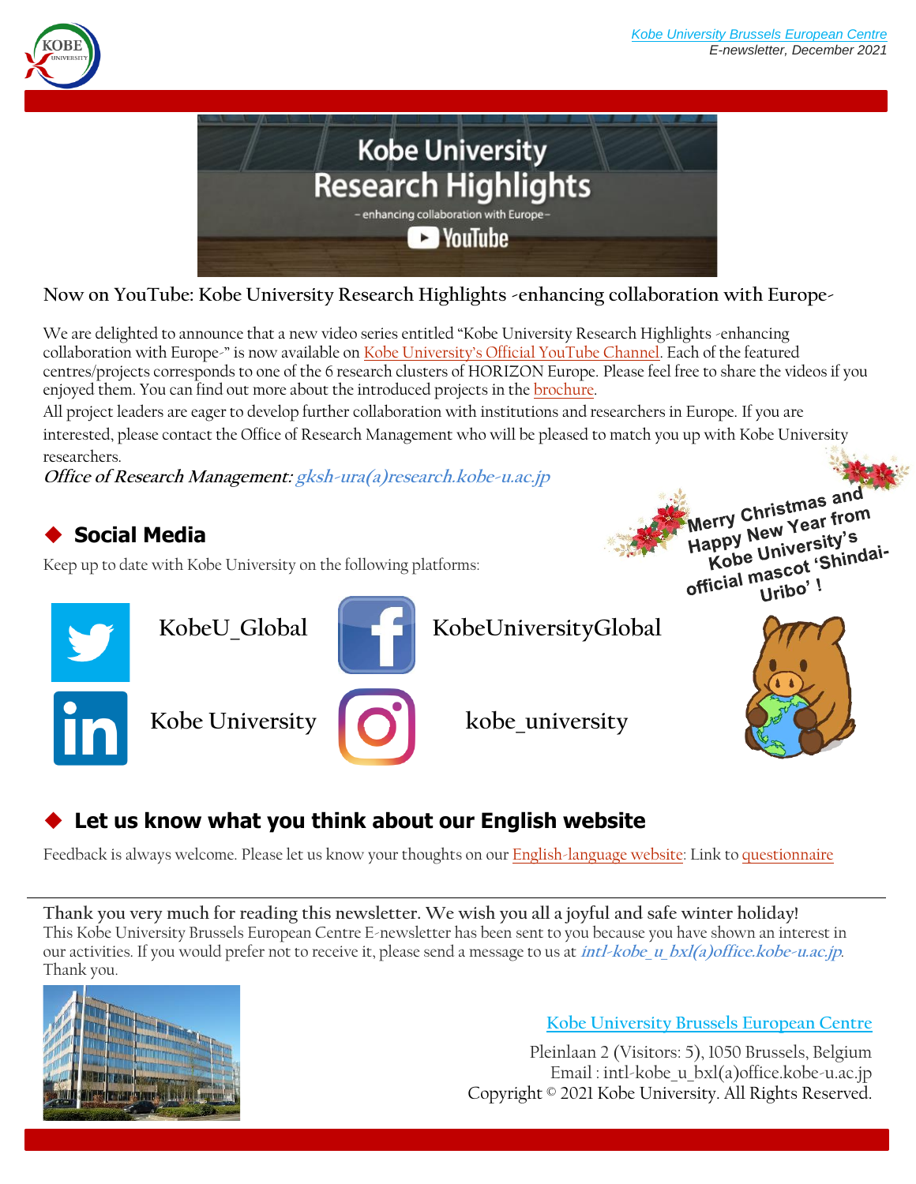Now on YouTube: Kobe University Research Highlights -enhancing collaboration with Europe-

We are delighted to announce that a new video series entitled "Kobe University Research Highlights -enhancing collaboration with Europe-" is now available on Kobe University's Official YouTube Channel. Each of the featured centres/projects corresponds to one of the 6 research clusters of HORIZON Europe. Please feel free to share the videos if you enjoyed them. You can find out more about the introduced projects in the brochure.

All project leaders are eager to develop further collaboration with institutions and researchers in Europe. If you are interested, please contact the Office of Research Management who will be pleased to match you up with Kobe University researchers.

***Office of Research Management:*** *gksh-ura(a)research.kobe-u.ac.jp*

Merry Christmas and Happy New Year from Kobe University's official mascot 'Shindai-Uribo' !

## ◆ Social Media

Keep up to date with Kobe University on the following platforms:

KobeU_Global

KobeUniversityGlobal

Kobe University

kobe_university

## ◆ Let us know what you think about our English website

Feedback is always welcome. Please let us know your thoughts on our English-language website: Link to questionnaire

**Thank you very much for reading this newsletter. We wish you all a joyful and safe winter holiday!**
This Kobe University Brussels European Centre E-newsletter has been sent to you because you have shown an interest in our activities. If you would prefer not to receive it, please send a message to us at *intl-kobe_u_bxl(a)office.kobe-u.ac.jp*. Thank you.

Kobe University Brussels European Centre

Pleinlaan 2 (Visitors: 5), 1050 Brussels, Belgium
Email : intl-kobe_u_bxl(a)office.kobe-u.ac.jp
Copyright © 2021 Kobe University. All Rights Reserved.